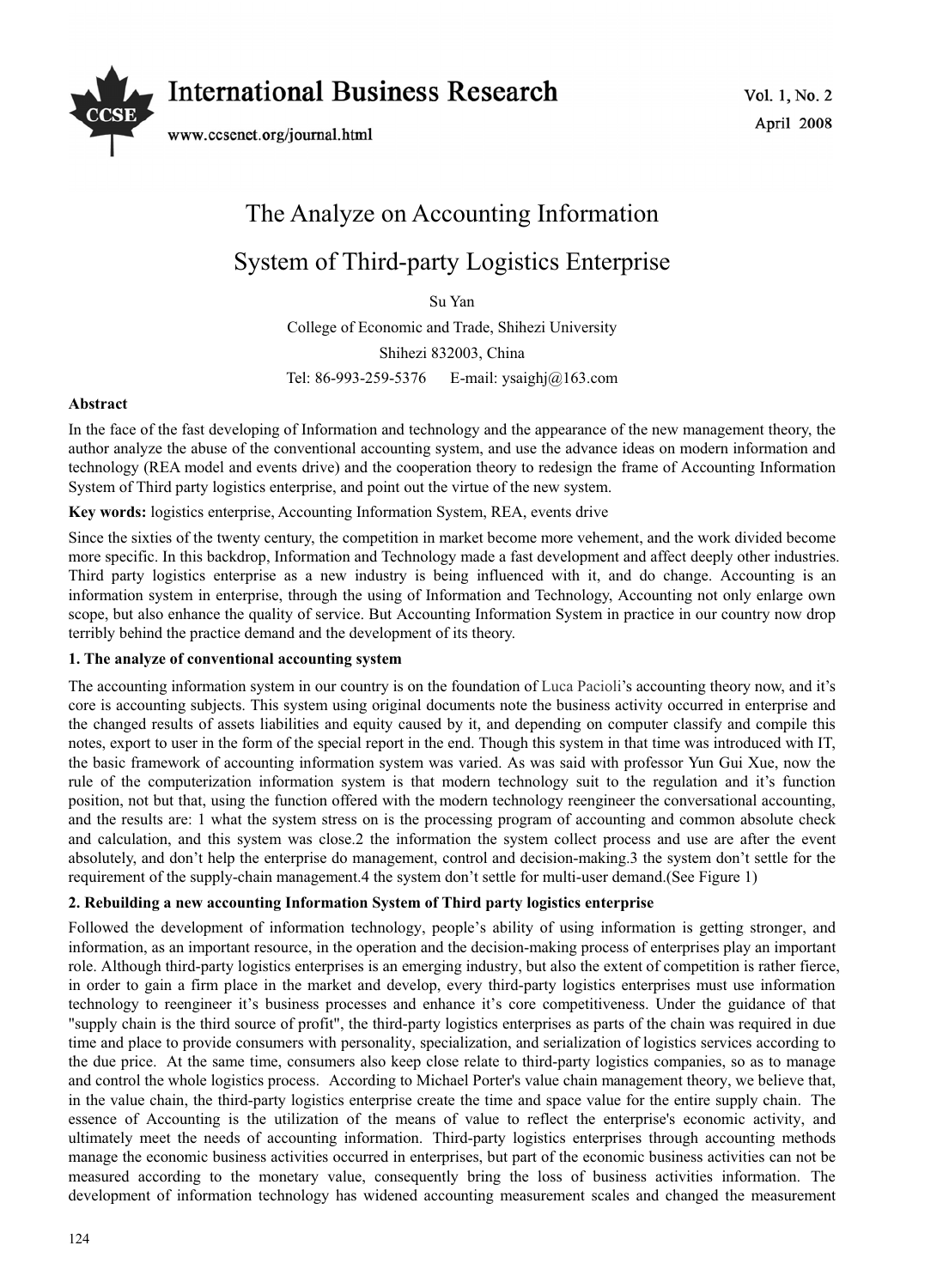# The Analyze on Accounting Information System of Third-party Logistics Enterprise

Su Yan

College of Economic and Trade, Shihezi University

Shihezi 832003, China

Tel: 86-993-259-5376 E-mail: ysaighj@163.com

**Abstract**

In the face of the fast developing of Information and technology and the appearance of the new management theory, the author analyze the abuse of the conventional accounting system, and use the advance ideas on modern information and technology (REA model and events drive) and the cooperation theory to redesign the frame of Accounting Information System of Third party logistics enterprise, and point out the virtue of the new system.

**Key words:** logistics enterprise, Accounting Information System, REA, events drive

Since the sixties of the twenty century, the competition in market become more vehement, and the work divided become more specific. In this backdrop, Information and Technology made a fast development and affect deeply other industries. Third party logistics enterprise as a new industry is being influenced with it, and do change. Accounting is an information system in enterprise, through the using of Information and Technology, Accounting not only enlarge own scope, but also enhance the quality of service. But Accounting Information System in practice in our country now drop terribly behind the practice demand and the development of its theory.

## 1. The analyze of conventional accounting system

The accounting information system in our country is on the foundation of Luca Pacioli's accounting theory now, and it's core is accounting subjects. This system using original documents note the business activity occurred in enterprise and the changed results of assets liabilities and equity caused by it, and depending on computer classify and compile this notes, export to user in the form of the special report in the end. Though this system in that time was introduced with IT, the basic framework of accounting information system was varied. As was said with professor Yun Gui Xue, now the rule of the computerization information system is that modern technology suit to the regulation and it's function position, not but that, using the function offered with the modern technology reengineer the conversational accounting, and the results are: 1 what the system stress on is the processing program of accounting and common absolute check and calculation, and this system was close.2 the information the system collect process and use are after the event absolutely, and don't help the enterprise do management, control and decision-making.3 the system don't settle for the requirement of the supply-chain management.4 the system don't settle for multi-user demand.(See Figure 1)

## 2. Rebuilding a new accounting Information System of Third party logistics enterprise

Followed the development of information technology, people's ability of using information is getting stronger, and information, as an important resource, in the operation and the decision-making process of enterprises play an important role. Although third-party logistics enterprises is an emerging industry, but also the extent of competition is rather fierce, in order to gain a firm place in the market and develop, every third-party logistics enterprises must use information technology to reengineer it's business processes and enhance it's core competitiveness. Under the guidance of that "supply chain is the third source of profit", the third-party logistics enterprises as parts of the chain was required in due time and place to provide consumers with personality, specialization, and serialization of logistics services according to the due price. At the same time, consumers also keep close relate to third-party logistics companies, so as to manage and control the whole logistics process. According to Michael Porter's value chain management theory, we believe that, in the value chain, the third-party logistics enterprise create the time and space value for the entire supply chain. The essence of Accounting is the utilization of the means of value to reflect the enterprise's economic activity, and ultimately meet the needs of accounting information. Third-party logistics enterprises through accounting methods manage the economic business activities occurred in enterprises, but part of the economic business activities can not be measured according to the monetary value, consequently bring the loss of business activities information. The development of information technology has widened accounting measurement scales and changed the measurement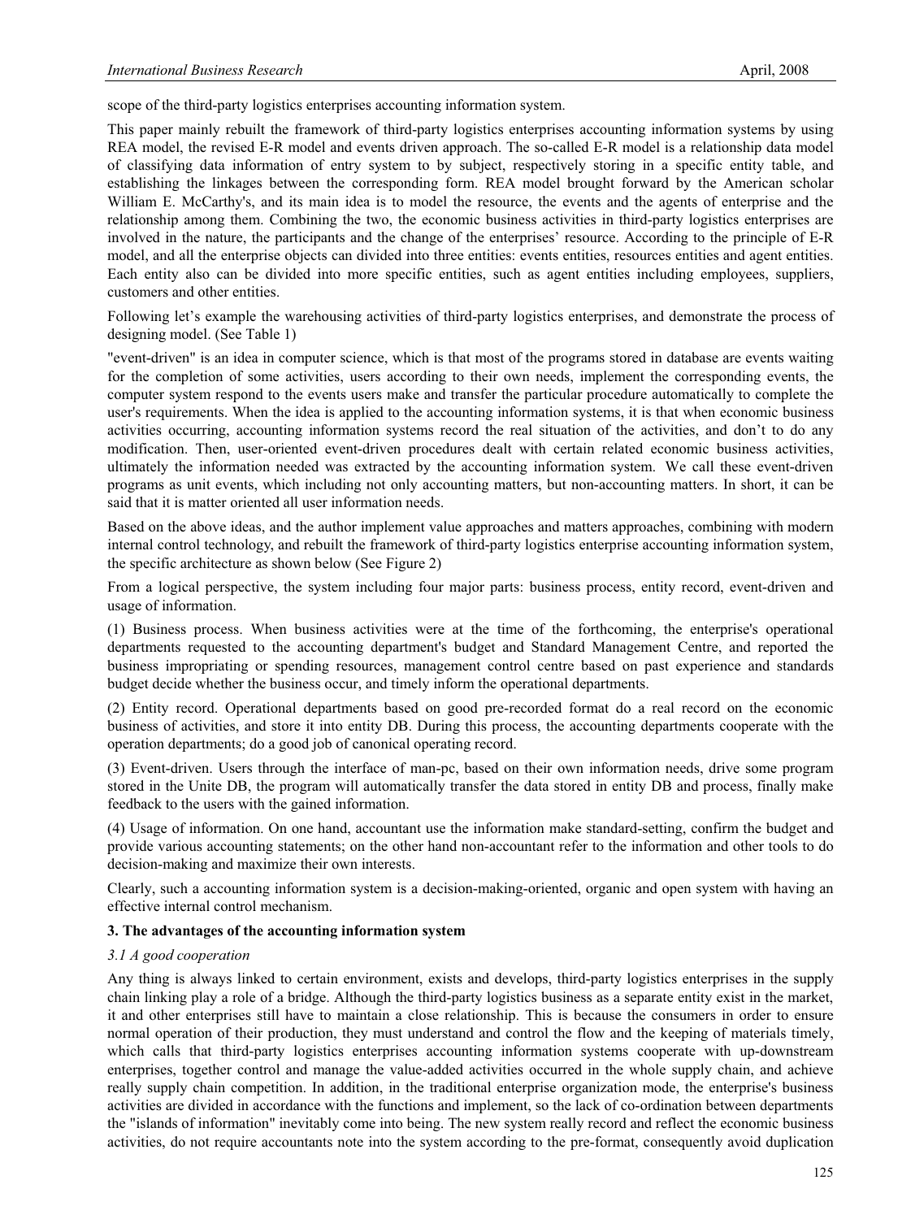scope of the third-party logistics enterprises accounting information system.

This paper mainly rebuilt the framework of third-party logistics enterprises accounting information systems by using REA model, the revised E-R model and events driven approach. The so-called E-R model is a relationship data model of classifying data information of entry system to by subject, respectively storing in a specific entity table, and establishing the linkages between the corresponding form. REA model brought forward by the American scholar William E. McCarthy's, and its main idea is to model the resource, the events and the agents of enterprise and the relationship among them. Combining the two, the economic business activities in third-party logistics enterprises are involved in the nature, the participants and the change of the enterprises' resource. According to the principle of E-R model, and all the enterprise objects can divided into three entities: events entities, resources entities and agent entities. Each entity also can be divided into more specific entities, such as agent entities including employees, suppliers, customers and other entities.

Following let's example the warehousing activities of third-party logistics enterprises, and demonstrate the process of designing model. (See Table 1)

"event-driven" is an idea in computer science, which is that most of the programs stored in database are events waiting for the completion of some activities, users according to their own needs, implement the corresponding events, the computer system respond to the events users make and transfer the particular procedure automatically to complete the user's requirements. When the idea is applied to the accounting information systems, it is that when economic business activities occurring, accounting information systems record the real situation of the activities, and don't to do any modification. Then, user-oriented event-driven procedures dealt with certain related economic business activities, ultimately the information needed was extracted by the accounting information system. We call these event-driven programs as unit events, which including not only accounting matters, but non-accounting matters. In short, it can be said that it is matter oriented all user information needs.

Based on the above ideas, and the author implement value approaches and matters approaches, combining with modern internal control technology, and rebuilt the framework of third-party logistics enterprise accounting information system, the specific architecture as shown below (See Figure 2)

From a logical perspective, the system including four major parts: business process, entity record, event-driven and usage of information.

(1) Business process. When business activities were at the time of the forthcoming, the enterprise's operational departments requested to the accounting department's budget and Standard Management Centre, and reported the business impropriating or spending resources, management control centre based on past experience and standards budget decide whether the business occur, and timely inform the operational departments.

(2) Entity record. Operational departments based on good pre-recorded format do a real record on the economic business of activities, and store it into entity DB. During this process, the accounting departments cooperate with the operation departments; do a good job of canonical operating record.

(3) Event-driven. Users through the interface of man-pc, based on their own information needs, drive some program stored in the Unite DB, the program will automatically transfer the data stored in entity DB and process, finally make feedback to the users with the gained information.

(4) Usage of information. On one hand, accountant use the information make standard-setting, confirm the budget and provide various accounting statements; on the other hand non-accountant refer to the information and other tools to do decision-making and maximize their own interests.

Clearly, such a accounting information system is a decision-making-oriented, organic and open system with having an effective internal control mechanism.

## 3. The advantages of the accounting information system

### *3.1 A good cooperation*

Any thing is always linked to certain environment, exists and develops, third-party logistics enterprises in the supply chain linking play a role of a bridge. Although the third-party logistics business as a separate entity exist in the market, it and other enterprises still have to maintain a close relationship. This is because the consumers in order to ensure normal operation of their production, they must understand and control the flow and the keeping of materials timely, which calls that third-party logistics enterprises accounting information systems cooperate with up-downstream enterprises, together control and manage the value-added activities occurred in the whole supply chain, and achieve really supply chain competition. In addition, in the traditional enterprise organization mode, the enterprise's business activities are divided in accordance with the functions and implement, so the lack of co-ordination between departments the "islands of information" inevitably come into being. The new system really record and reflect the economic business activities, do not require accountants note into the system according to the pre-format, consequently avoid duplication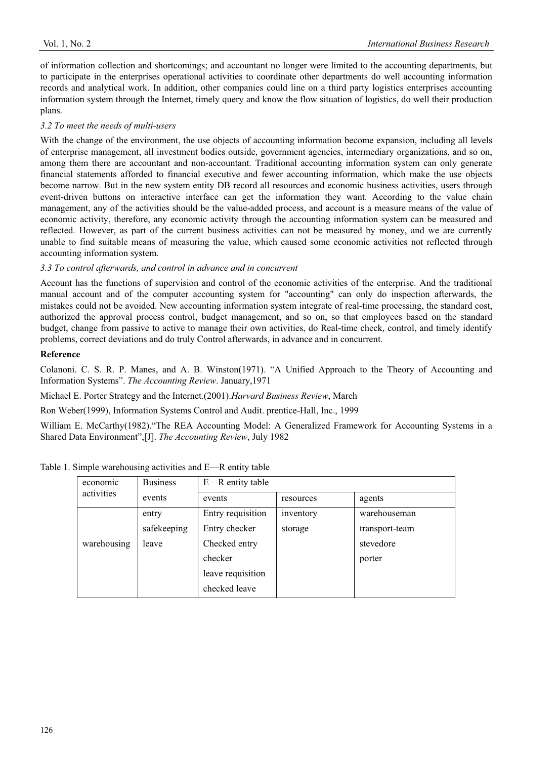of information collection and shortcomings; and accountant no longer were limited to the accounting departments, but to participate in the enterprises operational activities to coordinate other departments do well accounting information records and analytical work. In addition, other companies could line on a third party logistics enterprises accounting information system through the Internet, timely query and know the flow situation of logistics, do well their production plans.

### *3.2 To meet the needs of multi-users*

With the change of the environment, the use objects of accounting information become expansion, including all levels of enterprise management, all investment bodies outside, government agencies, intermediary organizations, and so on, among them there are accountant and non-accountant. Traditional accounting information system can only generate financial statements afforded to financial executive and fewer accounting information, which make the use objects become narrow. But in the new system entity DB record all resources and economic business activities, users through event-driven buttons on interactive interface can get the information they want. According to the value chain management, any of the activities should be the value-added process, and account is a measure means of the value of economic activity, therefore, any economic activity through the accounting information system can be measured and reflected. However, as part of the current business activities can not be measured by money, and we are currently unable to find suitable means of measuring the value, which caused some economic activities not reflected through accounting information system.

### *3.3 To control afterwards, and control in advance and in concurrent*

Account has the functions of supervision and control of the economic activities of the enterprise. And the traditional manual account and of the computer accounting system for "accounting" can only do inspection afterwards, the mistakes could not be avoided. New accounting information system integrate of real-time processing, the standard cost, authorized the approval process control, budget management, and so on, so that employees based on the standard budget, change from passive to active to manage their own activities, do Real-time check, control, and timely identify problems, correct deviations and do truly Control afterwards, in advance and in concurrent.

## Reference

Colanoni. C. S. R. P. Manes, and A. B. Winston(1971). "A Unified Approach to the Theory of Accounting and Information Systems". *The Accounting Review*. January,1971

Michael E. Porter Strategy and the Internet.(2001).*Harvard Business Review*, March

Ron Weber(1999), Information Systems Control and Audit. prentice-Hall, Inc., 1999

William E. McCarthy(1982)."The REA Accounting Model: A Generalized Framework for Accounting Systems in a Shared Data Environment",[J]. *The Accounting Review*, July 1982

Table 1. Simple warehousing activities and E—R entity table

| economic activities | Business events | E—R entity table | | |
|---|---|---|---|---|
| | | events | resources | agents |
| warehousing | entry<br>safekeeping<br>leave | Entry requisition<br>Entry checker<br>Checked entry<br>checker<br>leave requisition<br>checked leave | inventory<br>storage | warehouseman<br>transport-team<br>stevedore<br>porter |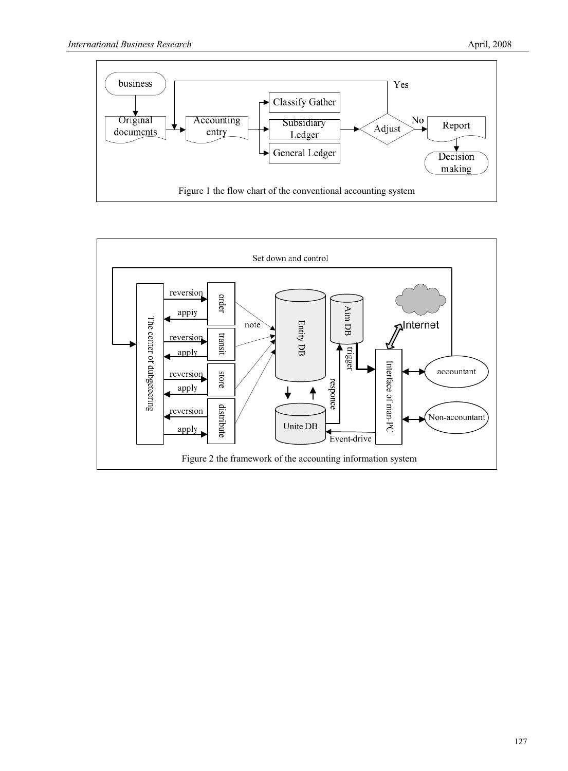business

Original documents

Accounting entry

Classify Gather

Subsidiary Ledger

General Ledger

Adjust

Yes

No

Report

Decision making

Figure 1 the flow chart of the conventional accounting system

Set down and control

The center of dubgeteering

reversion

appiy

reversion

apply

reversion

apply

reversion

apply

order

transit

store

distribute

note

Entity DB

Aim DB

trigger

responce

Unite DB

Event-drive

Interface of man-PC

Internet

accountant

Non-accountant

Figure 2 the framework of the accounting information system